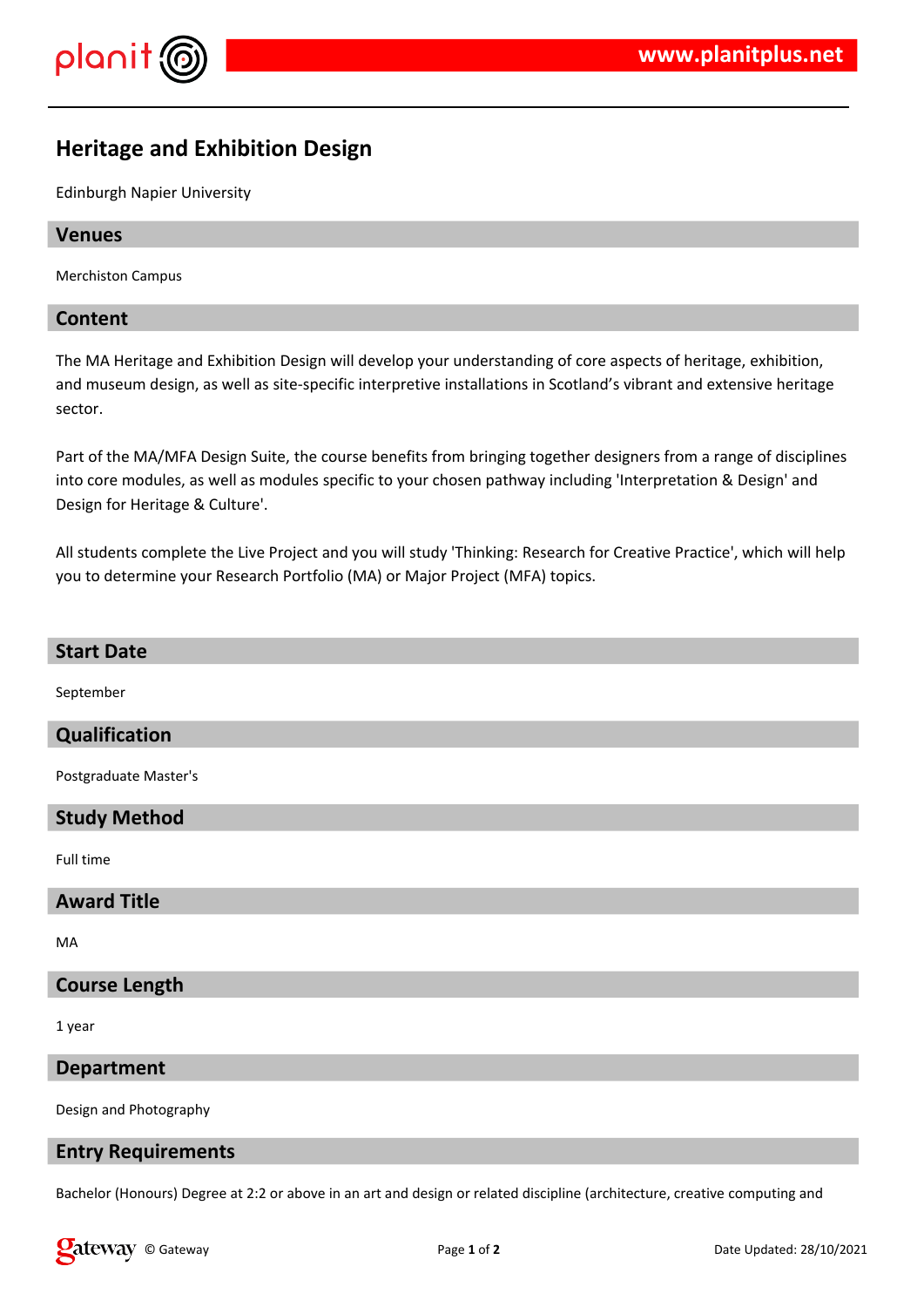# Heritage and Exhibition Design

Edinburgh Napier University

## Venues

Merchiston Campus

## Content

The MA Heritage and Exhibition Design will develop your understanding of core aspects of heritage, exhibition, and museum design, as well as site-specific interpretive installations in Scotland's vibrant and extensive heritage sector.

Part of the MA/MFA Design Suite, the course benefits from bringing together designers from a range of disciplines into core modules, as well as modules specific to your chosen pathway including 'Interpretation & Design' and Design for Heritage & Culture'.

All students complete the Live Project and you will study 'Thinking: Research for Creative Practice', which will help you to determine your Research Portfolio (MA) or Major Project (MFA) topics.

## Start Date

September

## Qualification

Postgraduate Master's

## Study Method

Full time

## Award Title

MA

## Course Length

1 year

## Department

Design and Photography

## Entry Requirements

Bachelor (Honours) Degree at 2:2 or above in an art and design or related discipline (architecture, creative computing and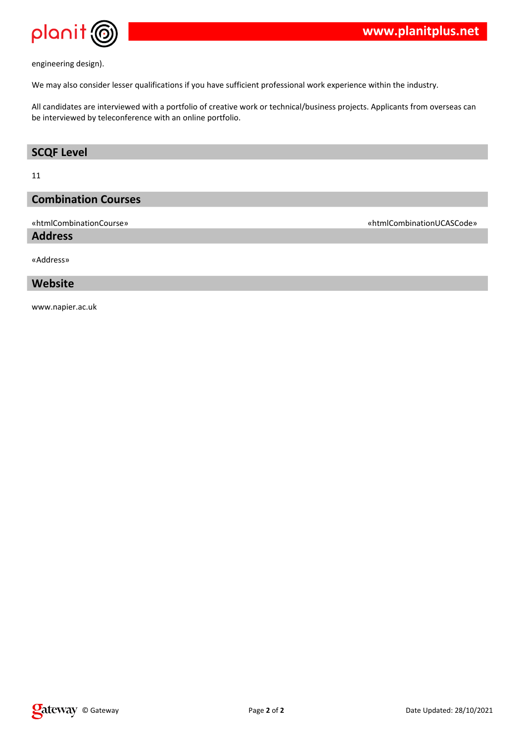engineering design).

We may also consider lesser qualifications if you have sufficient professional work experience within the industry.

All candidates are interviewed with a portfolio of creative work or technical/business projects. Applicants from overseas can be interviewed by teleconference with an online portfolio.

## SCQF Level

11

## Combination Courses

«htmlCombinationCourse» «htmlCombinationUCASCode»

## Address

«Address»

## Website

www.napier.ac.uk